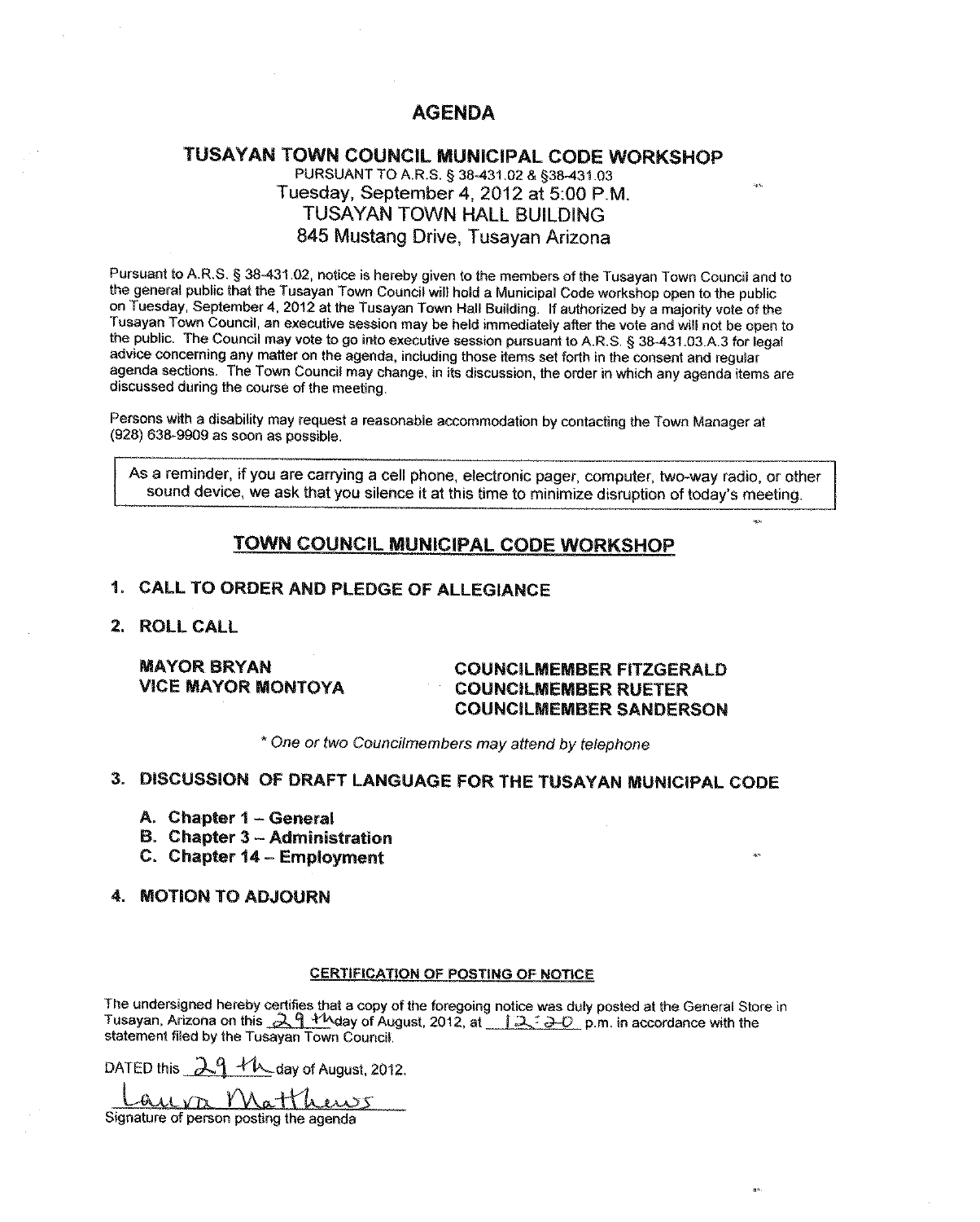# AGENDA

## TUSAYAN TOWN COUNCIL MUNICIPAL CODE WORKSHOP

PURSUANT TO A.R.S. § 38-431.02 & §38-431.03

Tuesday, September 4, 2012 at 5:00 P.M.

TUSAYAN TOWN HALL BUILDING

845 Mustang Drive, Tusayan Arizona

Pursuant to A.R.S. § 38-431.02, notice is hereby given to the members of the Tusayan Town Council and to the general public that the Tusayan Town Council will hold a Municipal Code workshop open to the public on Tuesday, September 4, 2012 at the Tusayan Town Hall Building. If authorized by a majority vote of the Tusayan Town Council, an executive session may be held immediately after the vote and will not be open to the public. The Council may vote to go into executive session pursuant to A.R.S. § 38-431.03.A.3 for legal advice concerning any matter on the agenda, including those items set forth in the consent and regular agenda sections. The Town Council may change, in its discussion, the order in which any agenda items are discussed during the course of the meeting.

Persons with a disability may request a reasonable accommodation by contacting the Town Manager at (928) 638-9909 as soon as possible.

> As a reminder, if you are carrying a cell phone, electronic pager, computer, two-way radio, or other sound device, we ask that you silence it at this time to minimize disruption of today's meeting.

## TOWN COUNCIL MUNICIPAL CODE WORKSHOP

**1. CALL TO ORDER AND PLEDGE OF ALLEGIANCE**

**2. ROLL CALL**

**MAYOR BRYAN**
**VICE MAYOR MONTOYA**

**COUNCILMEMBER FITZGERALD**
**COUNCILMEMBER RUETER**
**COUNCILMEMBER SANDERSON**

*\* One or two Councilmembers may attend by telephone*

**3. DISCUSSION OF DRAFT LANGUAGE FOR THE TUSAYAN MUNICIPAL CODE**

- **A. Chapter 1 – General**
- **B. Chapter 3 – Administration**
- **C. Chapter 14 – Employment**

**4. MOTION TO ADJOURN**

**CERTIFICATION OF POSTING OF NOTICE**

The undersigned hereby certifies that a copy of the foregoing notice was duly posted at the General Store in Tusayan, Arizona on this 29th day of August, 2012, at 12:20 p.m. in accordance with the statement filed by the Tusayan Town Council.

DATED this 29th day of August, 2012.

Laura Matthews

Signature of person posting the agenda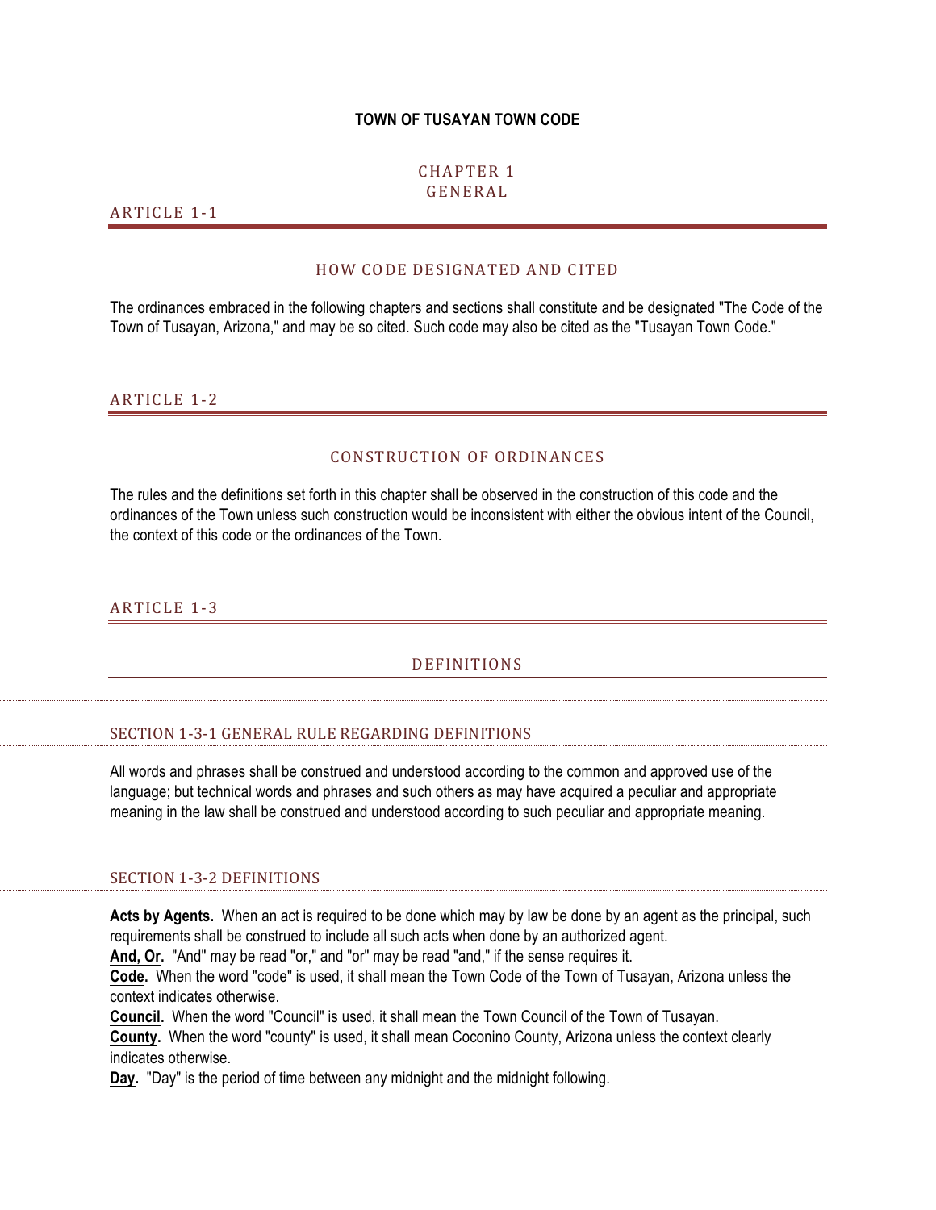# TOWN OF TUSAYAN TOWN CODE

## CHAPTER 1
## GENERAL

### ARTICLE 1-1

#### HOW CODE DESIGNATED AND CITED

The ordinances embraced in the following chapters and sections shall constitute and be designated "The Code of the Town of Tusayan, Arizona," and may be so cited. Such code may also be cited as the "Tusayan Town Code."

### ARTICLE 1-2

#### CONSTRUCTION OF ORDINANCES

The rules and the definitions set forth in this chapter shall be observed in the construction of this code and the ordinances of the Town unless such construction would be inconsistent with either the obvious intent of the Council, the context of this code or the ordinances of the Town.

### ARTICLE 1-3

#### DEFINITIONS

##### SECTION 1-3-1 GENERAL RULE REGARDING DEFINITIONS

All words and phrases shall be construed and understood according to the common and approved use of the language; but technical words and phrases and such others as may have acquired a peculiar and appropriate meaning in the law shall be construed and understood according to such peculiar and appropriate meaning.

##### SECTION 1-3-2 DEFINITIONS

**Acts by Agents.** When an act is required to be done which may by law be done by an agent as the principal, such requirements shall be construed to include all such acts when done by an authorized agent.
**And, Or.** "And" may be read "or," and "or" may be read "and," if the sense requires it.
**Code.** When the word "code" is used, it shall mean the Town Code of the Town of Tusayan, Arizona unless the context indicates otherwise.
**Council.** When the word "Council" is used, it shall mean the Town Council of the Town of Tusayan.
**County.** When the word "county" is used, it shall mean Coconino County, Arizona unless the context clearly indicates otherwise.
**Day.** "Day" is the period of time between any midnight and the midnight following.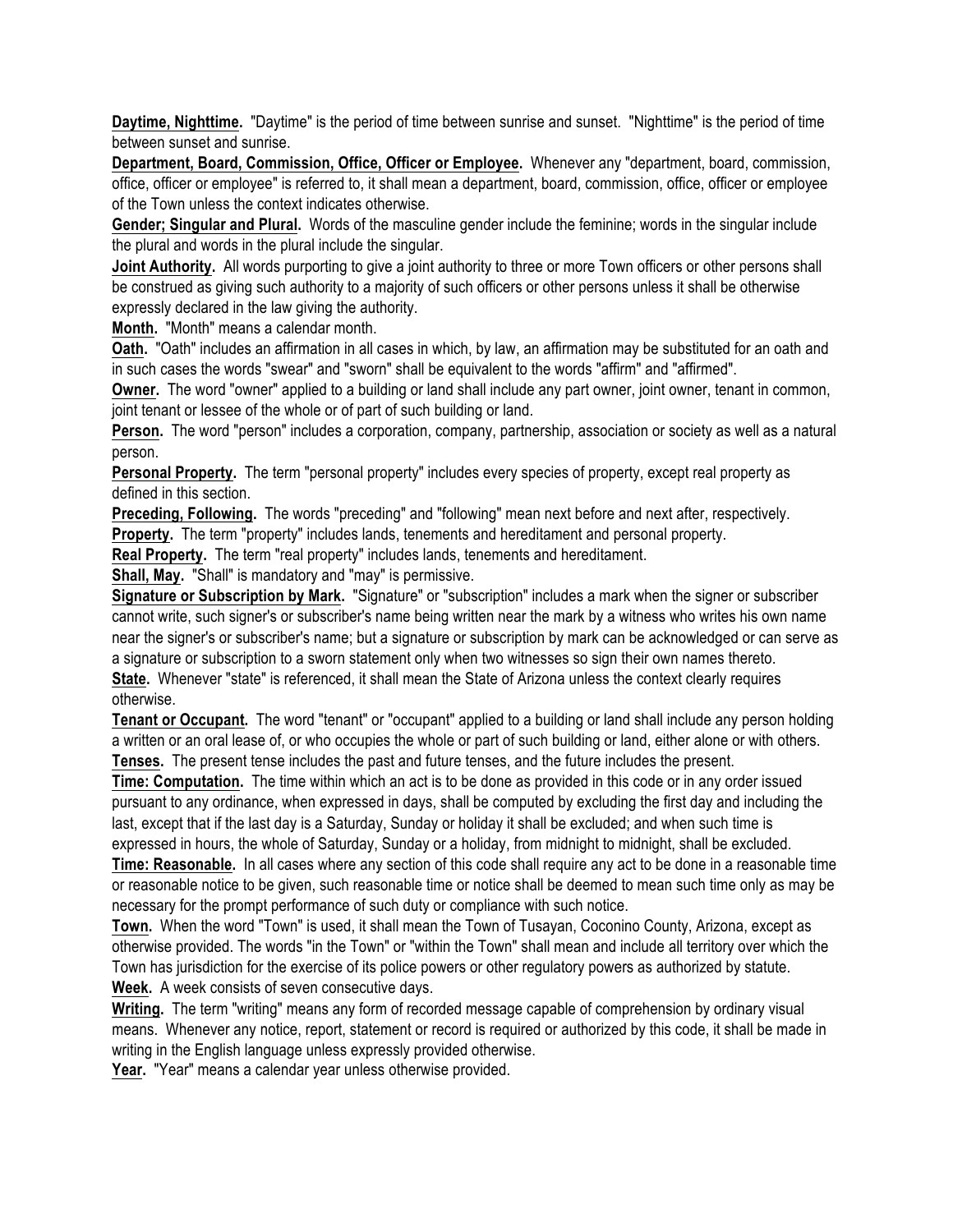**Daytime, Nighttime.** "Daytime" is the period of time between sunrise and sunset. "Nighttime" is the period of time between sunset and sunrise.

**Department, Board, Commission, Office, Officer or Employee.** Whenever any "department, board, commission, office, officer or employee" is referred to, it shall mean a department, board, commission, office, officer or employee of the Town unless the context indicates otherwise.

**Gender; Singular and Plural.** Words of the masculine gender include the feminine; words in the singular include the plural and words in the plural include the singular.

**Joint Authority.** All words purporting to give a joint authority to three or more Town officers or other persons shall be construed as giving such authority to a majority of such officers or other persons unless it shall be otherwise expressly declared in the law giving the authority.

**Month.** "Month" means a calendar month.

**Oath.** "Oath" includes an affirmation in all cases in which, by law, an affirmation may be substituted for an oath and in such cases the words "swear" and "sworn" shall be equivalent to the words "affirm" and "affirmed".

**Owner.** The word "owner" applied to a building or land shall include any part owner, joint owner, tenant in common, joint tenant or lessee of the whole or of part of such building or land.

**Person.** The word "person" includes a corporation, company, partnership, association or society as well as a natural person.

**Personal Property.** The term "personal property" includes every species of property, except real property as defined in this section.

**Preceding, Following.** The words "preceding" and "following" mean next before and next after, respectively.

**Property.** The term "property" includes lands, tenements and hereditament and personal property.

**Real Property.** The term "real property" includes lands, tenements and hereditament.

**Shall, May.** "Shall" is mandatory and "may" is permissive.

**Signature or Subscription by Mark.** "Signature" or "subscription" includes a mark when the signer or subscriber cannot write, such signer's or subscriber's name being written near the mark by a witness who writes his own name near the signer's or subscriber's name; but a signature or subscription by mark can be acknowledged or can serve as a signature or subscription to a sworn statement only when two witnesses so sign their own names thereto.

**State.** Whenever "state" is referenced, it shall mean the State of Arizona unless the context clearly requires otherwise.

**Tenant or Occupant.** The word "tenant" or "occupant" applied to a building or land shall include any person holding a written or an oral lease of, or who occupies the whole or part of such building or land, either alone or with others.

**Tenses.** The present tense includes the past and future tenses, and the future includes the present.

**Time: Computation.** The time within which an act is to be done as provided in this code or in any order issued pursuant to any ordinance, when expressed in days, shall be computed by excluding the first day and including the last, except that if the last day is a Saturday, Sunday or holiday it shall be excluded; and when such time is expressed in hours, the whole of Saturday, Sunday or a holiday, from midnight to midnight, shall be excluded.

**Time: Reasonable.** In all cases where any section of this code shall require any act to be done in a reasonable time or reasonable notice to be given, such reasonable time or notice shall be deemed to mean such time only as may be necessary for the prompt performance of such duty or compliance with such notice.

**Town.** When the word "Town" is used, it shall mean the Town of Tusayan, Coconino County, Arizona, except as otherwise provided. The words "in the Town" or "within the Town" shall mean and include all territory over which the Town has jurisdiction for the exercise of its police powers or other regulatory powers as authorized by statute.

**Week.** A week consists of seven consecutive days.

**Writing.** The term "writing" means any form of recorded message capable of comprehension by ordinary visual means. Whenever any notice, report, statement or record is required or authorized by this code, it shall be made in writing in the English language unless expressly provided otherwise.

**Year.** "Year" means a calendar year unless otherwise provided.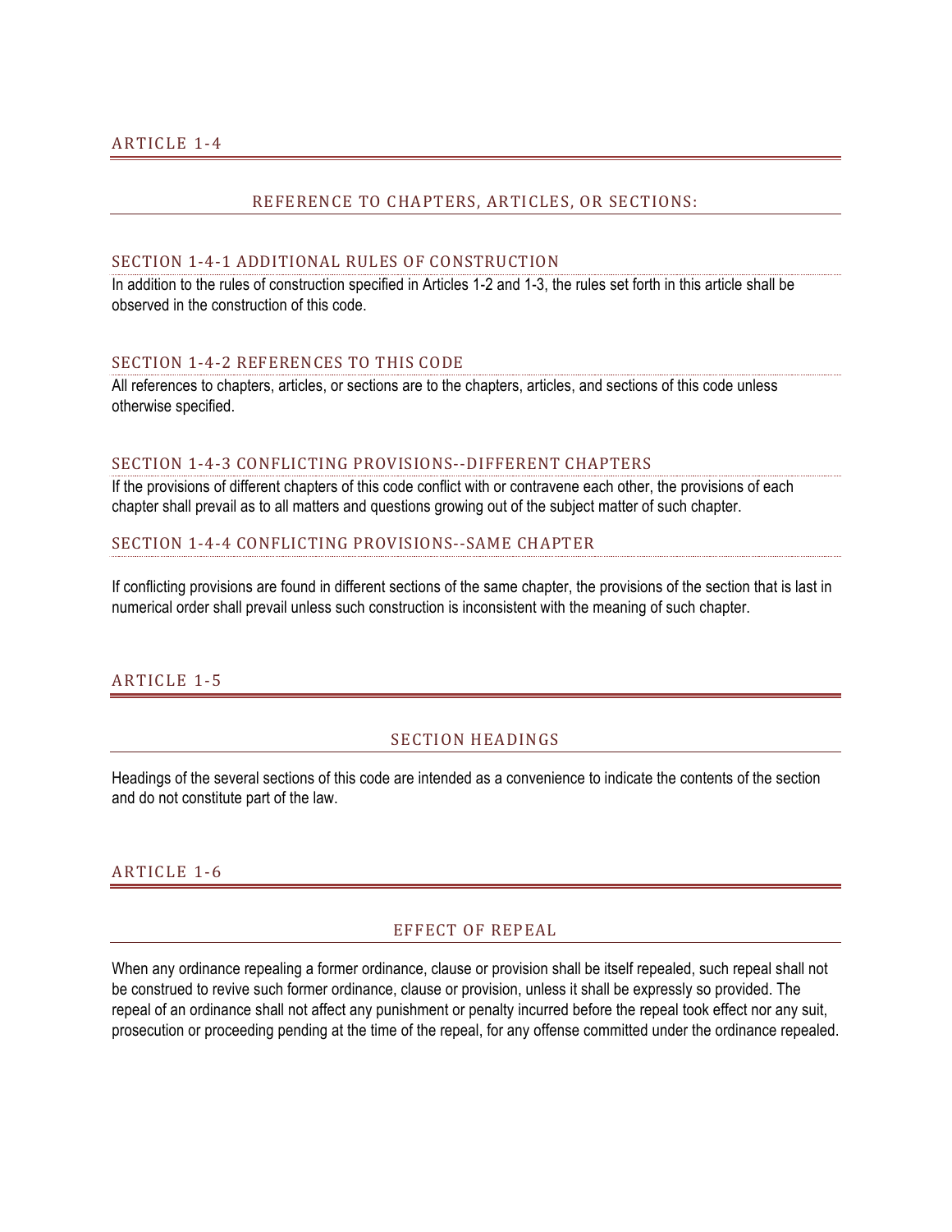## ARTICLE 1-4

### REFERENCE TO CHAPTERS, ARTICLES, OR SECTIONS:

#### SECTION 1-4-1 ADDITIONAL RULES OF CONSTRUCTION

In addition to the rules of construction specified in Articles 1-2 and 1-3, the rules set forth in this article shall be observed in the construction of this code.

#### SECTION 1-4-2 REFERENCES TO THIS CODE

All references to chapters, articles, or sections are to the chapters, articles, and sections of this code unless otherwise specified.

#### SECTION 1-4-3 CONFLICTING PROVISIONS--DIFFERENT CHAPTERS

If the provisions of different chapters of this code conflict with or contravene each other, the provisions of each chapter shall prevail as to all matters and questions growing out of the subject matter of such chapter.

#### SECTION 1-4-4 CONFLICTING PROVISIONS--SAME CHAPTER

If conflicting provisions are found in different sections of the same chapter, the provisions of the section that is last in numerical order shall prevail unless such construction is inconsistent with the meaning of such chapter.

## ARTICLE 1-5

### SECTION HEADINGS

Headings of the several sections of this code are intended as a convenience to indicate the contents of the section and do not constitute part of the law.

## ARTICLE 1-6

### EFFECT OF REPEAL

When any ordinance repealing a former ordinance, clause or provision shall be itself repealed, such repeal shall not be construed to revive such former ordinance, clause or provision, unless it shall be expressly so provided. The repeal of an ordinance shall not affect any punishment or penalty incurred before the repeal took effect nor any suit, prosecution or proceeding pending at the time of the repeal, for any offense committed under the ordinance repealed.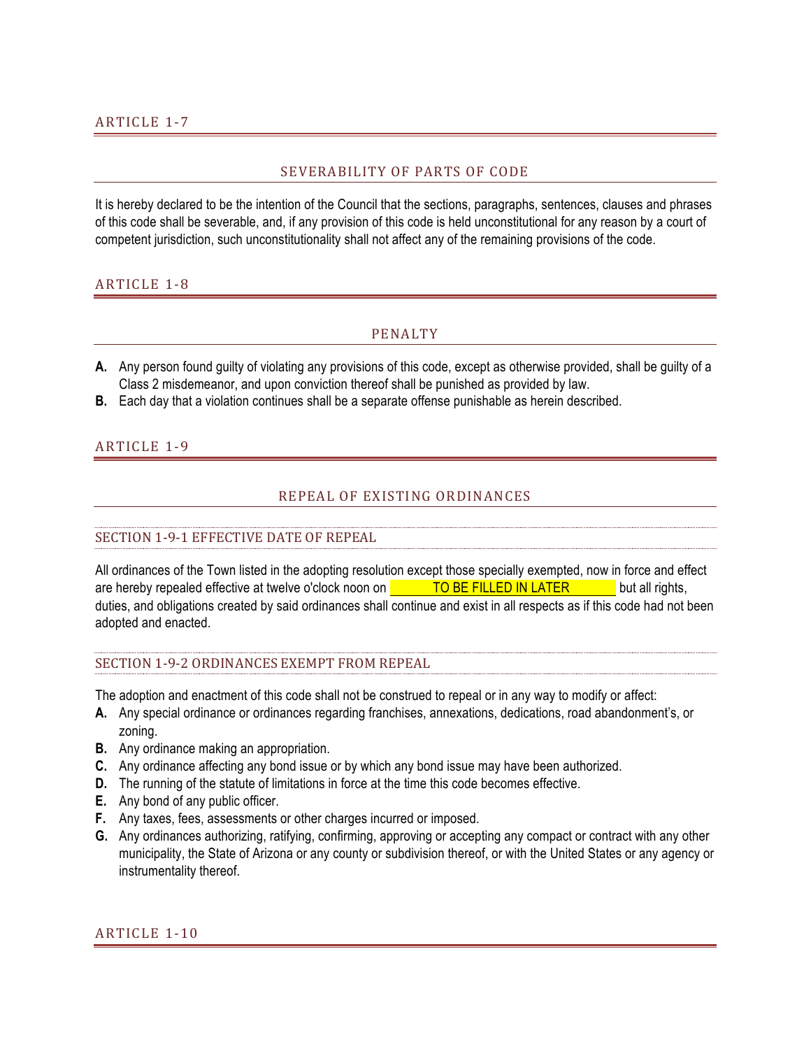## ARTICLE 1-7

### SEVERABILITY OF PARTS OF CODE

It is hereby declared to be the intention of the Council that the sections, paragraphs, sentences, clauses and phrases of this code shall be severable, and, if any provision of this code is held unconstitutional for any reason by a court of competent jurisdiction, such unconstitutionality shall not affect any of the remaining provisions of the code.

## ARTICLE 1-8

### PENALTY

**A.** Any person found guilty of violating any provisions of this code, except as otherwise provided, shall be guilty of a Class 2 misdemeanor, and upon conviction thereof shall be punished as provided by law.

**B.** Each day that a violation continues shall be a separate offense punishable as herein described.

## ARTICLE 1-9

### REPEAL OF EXISTING ORDINANCES

#### SECTION 1-9-1 EFFECTIVE DATE OF REPEAL

All ordinances of the Town listed in the adopting resolution except those specially exempted, now in force and effect are hereby repealed effective at twelve o'clock noon on TO BE FILLED IN LATER but all rights, duties, and obligations created by said ordinances shall continue and exist in all respects as if this code had not been adopted and enacted.

#### SECTION 1-9-2 ORDINANCES EXEMPT FROM REPEAL

The adoption and enactment of this code shall not be construed to repeal or in any way to modify or affect:

**A.** Any special ordinance or ordinances regarding franchises, annexations, dedications, road abandonment's, or zoning.

**B.** Any ordinance making an appropriation.

**C.** Any ordinance affecting any bond issue or by which any bond issue may have been authorized.

**D.** The running of the statute of limitations in force at the time this code becomes effective.

**E.** Any bond of any public officer.

**F.** Any taxes, fees, assessments or other charges incurred or imposed.

**G.** Any ordinances authorizing, ratifying, confirming, approving or accepting any compact or contract with any other municipality, the State of Arizona or any county or subdivision thereof, or with the United States or any agency or instrumentality thereof.

## ARTICLE 1-10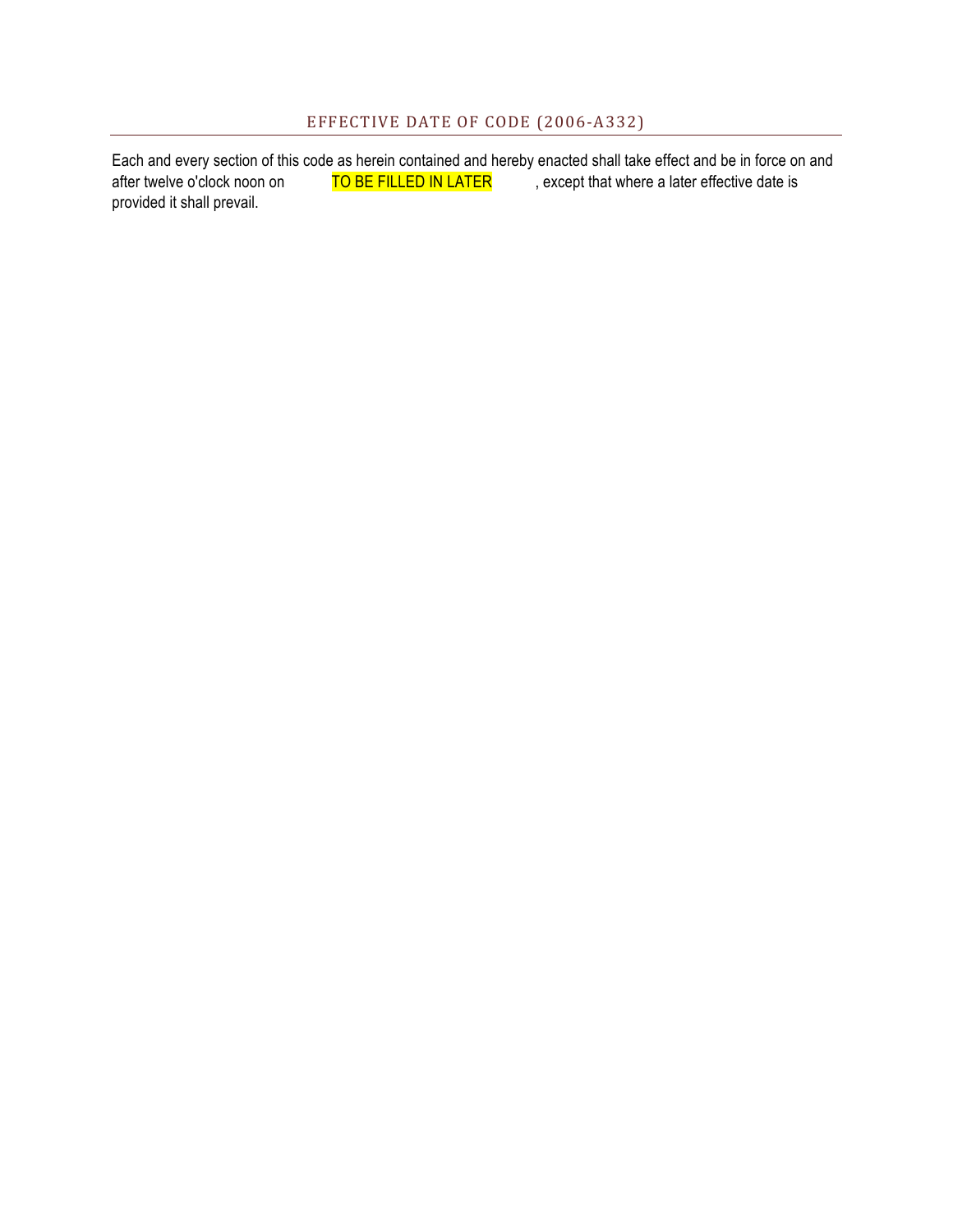## EFFECTIVE DATE OF CODE (2006-A332)

Each and every section of this code as herein contained and hereby enacted shall take effect and be in force on and after twelve o'clock noon on TO BE FILLED IN LATER , except that where a later effective date is provided it shall prevail.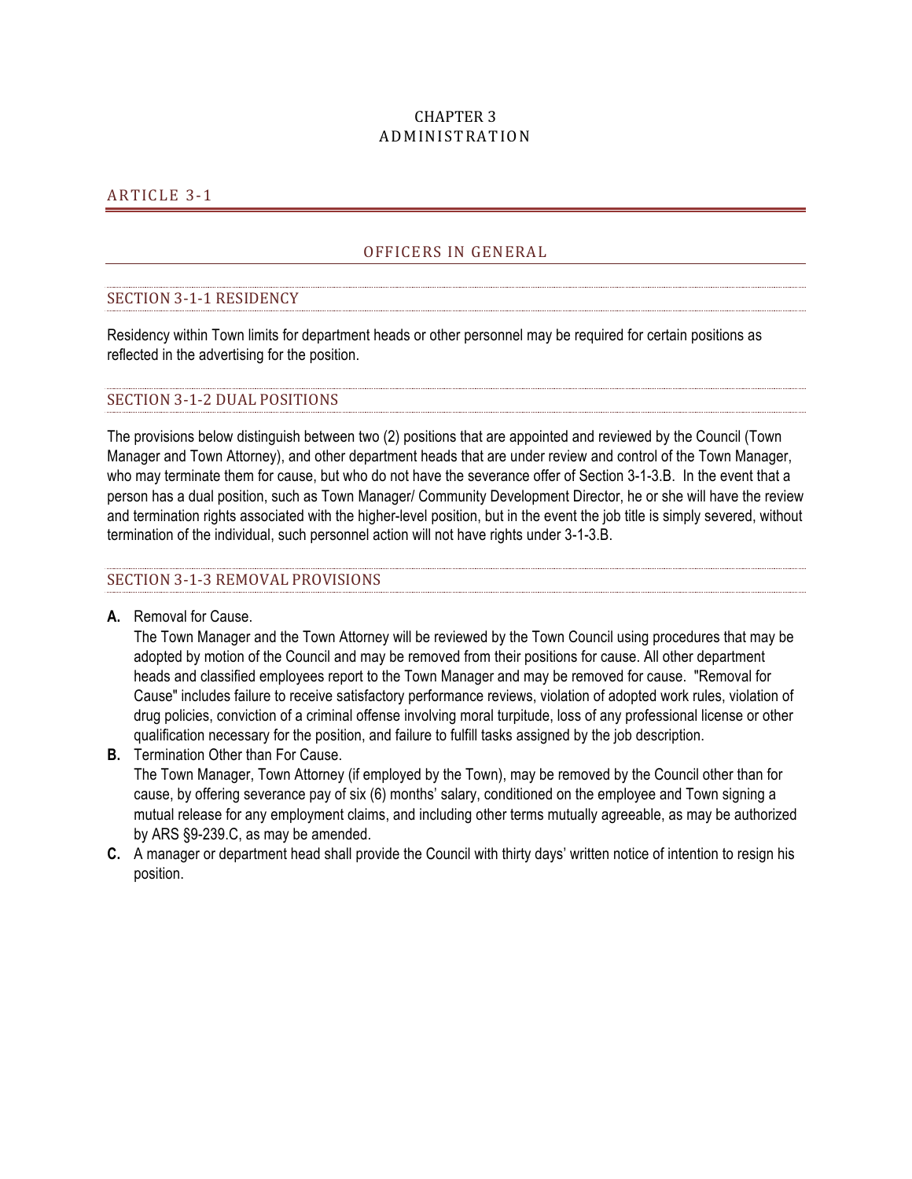# CHAPTER 3
# ADMINISTRATION

## ARTICLE 3-1

## OFFICERS IN GENERAL

### SECTION 3-1-1 RESIDENCY

Residency within Town limits for department heads or other personnel may be required for certain positions as reflected in the advertising for the position.

### SECTION 3-1-2 DUAL POSITIONS

The provisions below distinguish between two (2) positions that are appointed and reviewed by the Council (Town Manager and Town Attorney), and other department heads that are under review and control of the Town Manager, who may terminate them for cause, but who do not have the severance offer of Section 3-1-3.B. In the event that a person has a dual position, such as Town Manager/ Community Development Director, he or she will have the review and termination rights associated with the higher-level position, but in the event the job title is simply severed, without termination of the individual, such personnel action will not have rights under 3-1-3.B.

### SECTION 3-1-3 REMOVAL PROVISIONS

**A.** Removal for Cause.
The Town Manager and the Town Attorney will be reviewed by the Town Council using procedures that may be adopted by motion of the Council and may be removed from their positions for cause. All other department heads and classified employees report to the Town Manager and may be removed for cause. "Removal for Cause" includes failure to receive satisfactory performance reviews, violation of adopted work rules, violation of drug policies, conviction of a criminal offense involving moral turpitude, loss of any professional license or other qualification necessary for the position, and failure to fulfill tasks assigned by the job description.

**B.** Termination Other than For Cause.
The Town Manager, Town Attorney (if employed by the Town), may be removed by the Council other than for cause, by offering severance pay of six (6) months' salary, conditioned on the employee and Town signing a mutual release for any employment claims, and including other terms mutually agreeable, as may be authorized by ARS §9-239.C, as may be amended.

**C.** A manager or department head shall provide the Council with thirty days' written notice of intention to resign his position.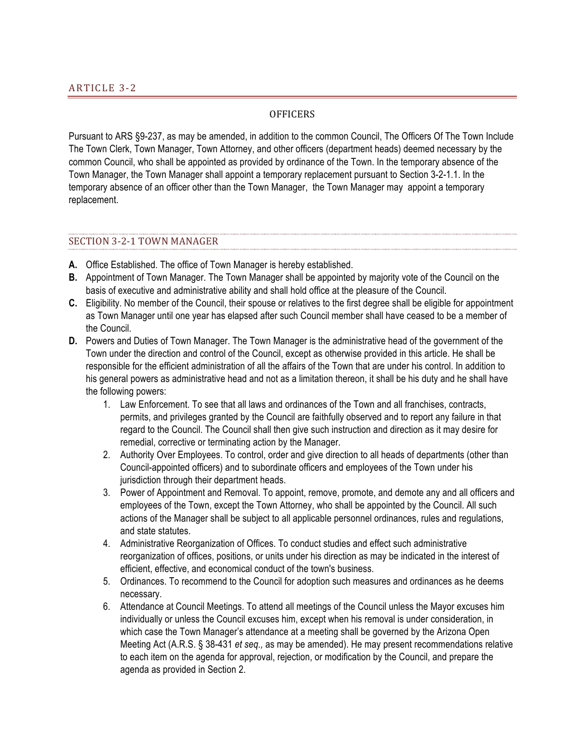# ARTICLE 3-2

## OFFICERS

Pursuant to ARS §9-237, as may be amended, in addition to the common Council, The Officers Of The Town Include The Town Clerk, Town Manager, Town Attorney, and other officers (department heads) deemed necessary by the common Council, who shall be appointed as provided by ordinance of the Town. In the temporary absence of the Town Manager, the Town Manager shall appoint a temporary replacement pursuant to Section 3-2-1.1. In the temporary absence of an officer other than the Town Manager, the Town Manager may appoint a temporary replacement.

### SECTION 3-2-1 TOWN MANAGER

**A.** Office Established. The office of Town Manager is hereby established.

**B.** Appointment of Town Manager. The Town Manager shall be appointed by majority vote of the Council on the basis of executive and administrative ability and shall hold office at the pleasure of the Council.

**C.** Eligibility. No member of the Council, their spouse or relatives to the first degree shall be eligible for appointment as Town Manager until one year has elapsed after such Council member shall have ceased to be a member of the Council.

**D.** Powers and Duties of Town Manager. The Town Manager is the administrative head of the government of the Town under the direction and control of the Council, except as otherwise provided in this article. He shall be responsible for the efficient administration of all the affairs of the Town that are under his control. In addition to his general powers as administrative head and not as a limitation thereon, it shall be his duty and he shall have the following powers:

1. Law Enforcement. To see that all laws and ordinances of the Town and all franchises, contracts, permits, and privileges granted by the Council are faithfully observed and to report any failure in that regard to the Council. The Council shall then give such instruction and direction as it may desire for remedial, corrective or terminating action by the Manager.
2. Authority Over Employees. To control, order and give direction to all heads of departments (other than Council-appointed officers) and to subordinate officers and employees of the Town under his jurisdiction through their department heads.
3. Power of Appointment and Removal. To appoint, remove, promote, and demote any and all officers and employees of the Town, except the Town Attorney, who shall be appointed by the Council. All such actions of the Manager shall be subject to all applicable personnel ordinances, rules and regulations, and state statutes.
4. Administrative Reorganization of Offices. To conduct studies and effect such administrative reorganization of offices, positions, or units under his direction as may be indicated in the interest of efficient, effective, and economical conduct of the town's business.
5. Ordinances. To recommend to the Council for adoption such measures and ordinances as he deems necessary.
6. Attendance at Council Meetings. To attend all meetings of the Council unless the Mayor excuses him individually or unless the Council excuses him, except when his removal is under consideration, in which case the Town Manager's attendance at a meeting shall be governed by the Arizona Open Meeting Act (A.R.S. § 38-431 *et seq.,* as may be amended). He may present recommendations relative to each item on the agenda for approval, rejection, or modification by the Council, and prepare the agenda as provided in Section 2.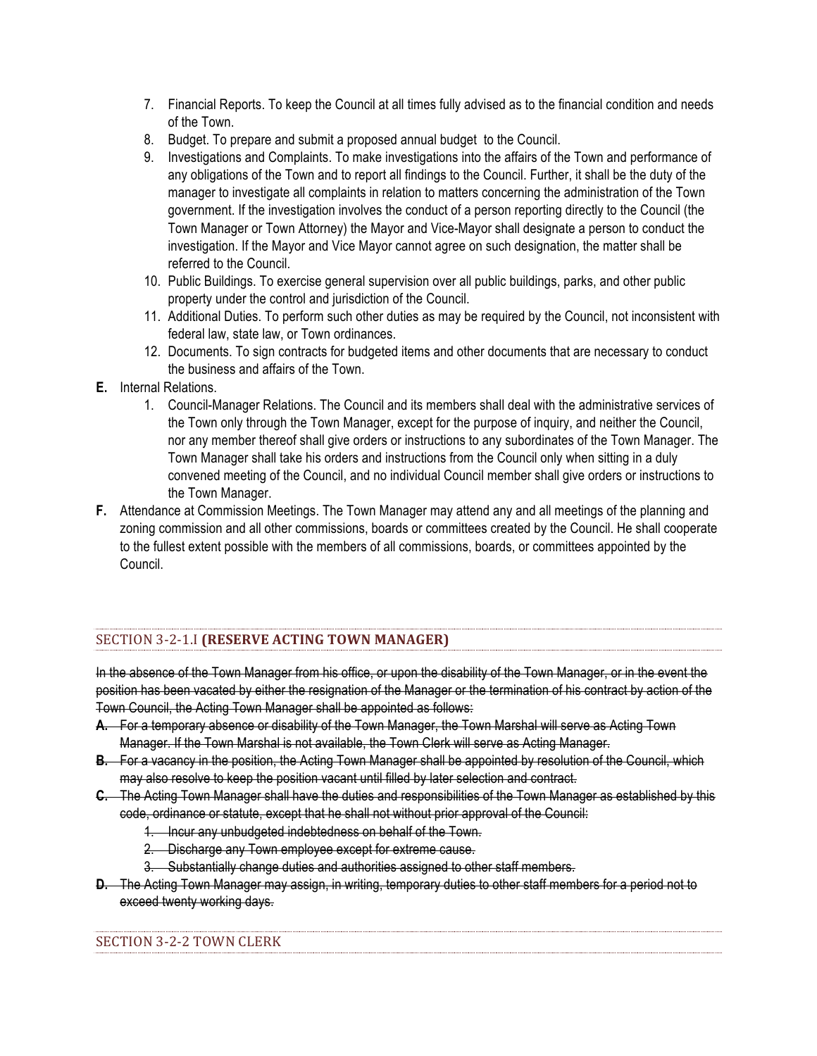7. Financial Reports. To keep the Council at all times fully advised as to the financial condition and needs of the Town.
8. Budget. To prepare and submit a proposed annual budget to the Council.
9. Investigations and Complaints. To make investigations into the affairs of the Town and performance of any obligations of the Town and to report all findings to the Council. Further, it shall be the duty of the manager to investigate all complaints in relation to matters concerning the administration of the Town government. If the investigation involves the conduct of a person reporting directly to the Council (the Town Manager or Town Attorney) the Mayor and Vice-Mayor shall designate a person to conduct the investigation. If the Mayor and Vice Mayor cannot agree on such designation, the matter shall be referred to the Council.
10. Public Buildings. To exercise general supervision over all public buildings, parks, and other public property under the control and jurisdiction of the Council.
11. Additional Duties. To perform such other duties as may be required by the Council, not inconsistent with federal law, state law, or Town ordinances.
12. Documents. To sign contracts for budgeted items and other documents that are necessary to conduct the business and affairs of the Town.

**E.** Internal Relations.

1. Council-Manager Relations. The Council and its members shall deal with the administrative services of the Town only through the Town Manager, except for the purpose of inquiry, and neither the Council, nor any member thereof shall give orders or instructions to any subordinates of the Town Manager. The Town Manager shall take his orders and instructions from the Council only when sitting in a duly convened meeting of the Council, and no individual Council member shall give orders or instructions to the Town Manager.

**F.** Attendance at Commission Meetings. The Town Manager may attend any and all meetings of the planning and zoning commission and all other commissions, boards or committees created by the Council. He shall cooperate to the fullest extent possible with the members of all commissions, boards, or committees appointed by the Council.

## SECTION 3-2-1.I **(RESERVE ACTING TOWN MANAGER)**

~~In the absence of the Town Manager from his office, or upon the disability of the Town Manager, or in the event the position has been vacated by either the resignation of the Manager or the termination of his contract by action of the Town Council, the Acting Town Manager shall be appointed as follows:~~

~~**A.** For a temporary absence or disability of the Town Manager, the Town Marshal will serve as Acting Town Manager. If the Town Marshal is not available, the Town Clerk will serve as Acting Manager.~~

~~**B.** For a vacancy in the position, the Acting Town Manager shall be appointed by resolution of the Council, which may also resolve to keep the position vacant until filled by later selection and contract.~~

~~**C.** The Acting Town Manager shall have the duties and responsibilities of the Town Manager as established by this code, ordinance or statute, except that he shall not without prior approval of the Council:~~

~~1. Incur any unbudgeted indebtedness on behalf of the Town.~~
~~2. Discharge any Town employee except for extreme cause.~~
~~3. Substantially change duties and authorities assigned to other staff members.~~

~~**D.** The Acting Town Manager may assign, in writing, temporary duties to other staff members for a period not to exceed twenty working days.~~

## SECTION 3-2-2 TOWN CLERK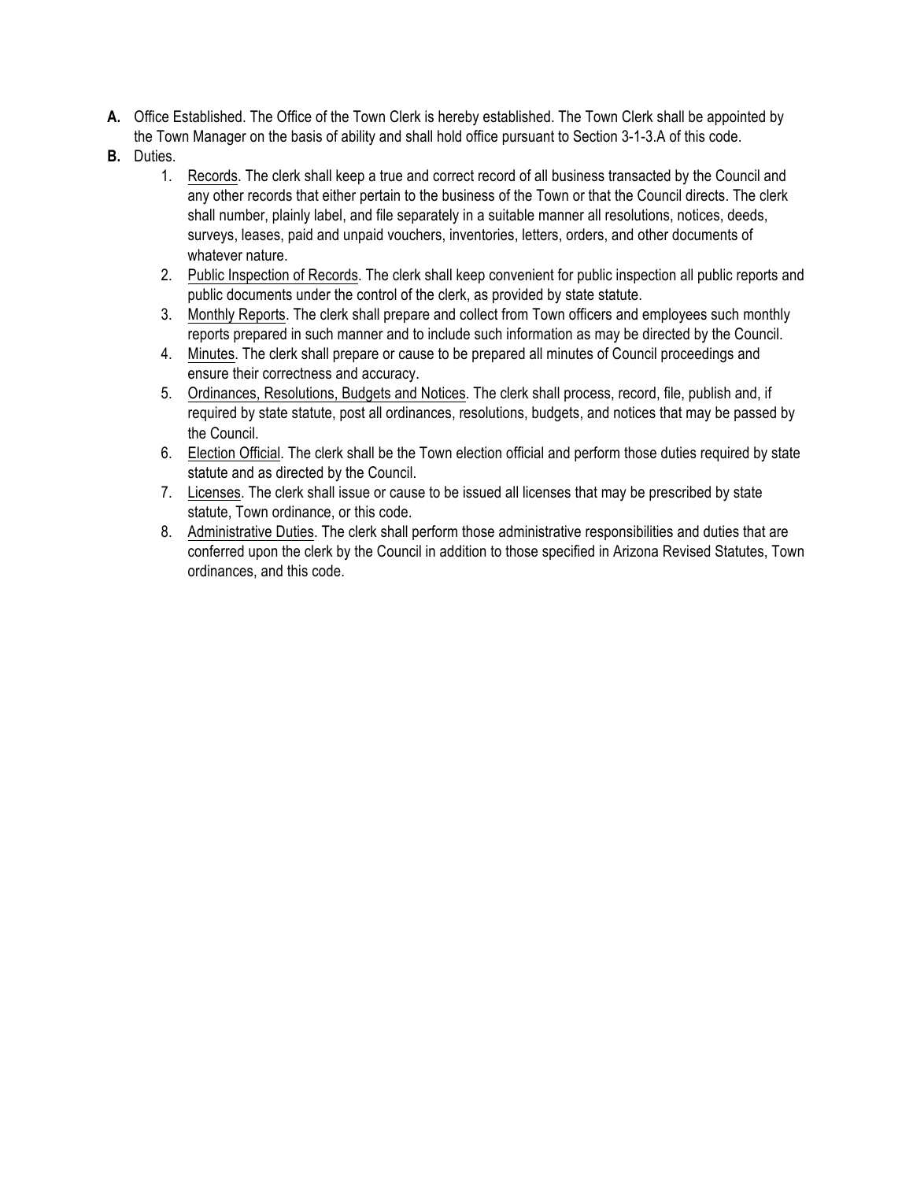**A.** Office Established. The Office of the Town Clerk is hereby established. The Town Clerk shall be appointed by the Town Manager on the basis of ability and shall hold office pursuant to Section 3-1-3.A of this code.

**B.** Duties.

1. <u>Records</u>. The clerk shall keep a true and correct record of all business transacted by the Council and any other records that either pertain to the business of the Town or that the Council directs. The clerk shall number, plainly label, and file separately in a suitable manner all resolutions, notices, deeds, surveys, leases, paid and unpaid vouchers, inventories, letters, orders, and other documents of whatever nature.
2. <u>Public Inspection of Records</u>. The clerk shall keep convenient for public inspection all public reports and public documents under the control of the clerk, as provided by state statute.
3. <u>Monthly Reports</u>. The clerk shall prepare and collect from Town officers and employees such monthly reports prepared in such manner and to include such information as may be directed by the Council.
4. <u>Minutes</u>. The clerk shall prepare or cause to be prepared all minutes of Council proceedings and ensure their correctness and accuracy.
5. <u>Ordinances, Resolutions, Budgets and Notices</u>. The clerk shall process, record, file, publish and, if required by state statute, post all ordinances, resolutions, budgets, and notices that may be passed by the Council.
6. <u>Election Official</u>. The clerk shall be the Town election official and perform those duties required by state statute and as directed by the Council.
7. <u>Licenses</u>. The clerk shall issue or cause to be issued all licenses that may be prescribed by state statute, Town ordinance, or this code.
8. <u>Administrative Duties</u>. The clerk shall perform those administrative responsibilities and duties that are conferred upon the clerk by the Council in addition to those specified in Arizona Revised Statutes, Town ordinances, and this code.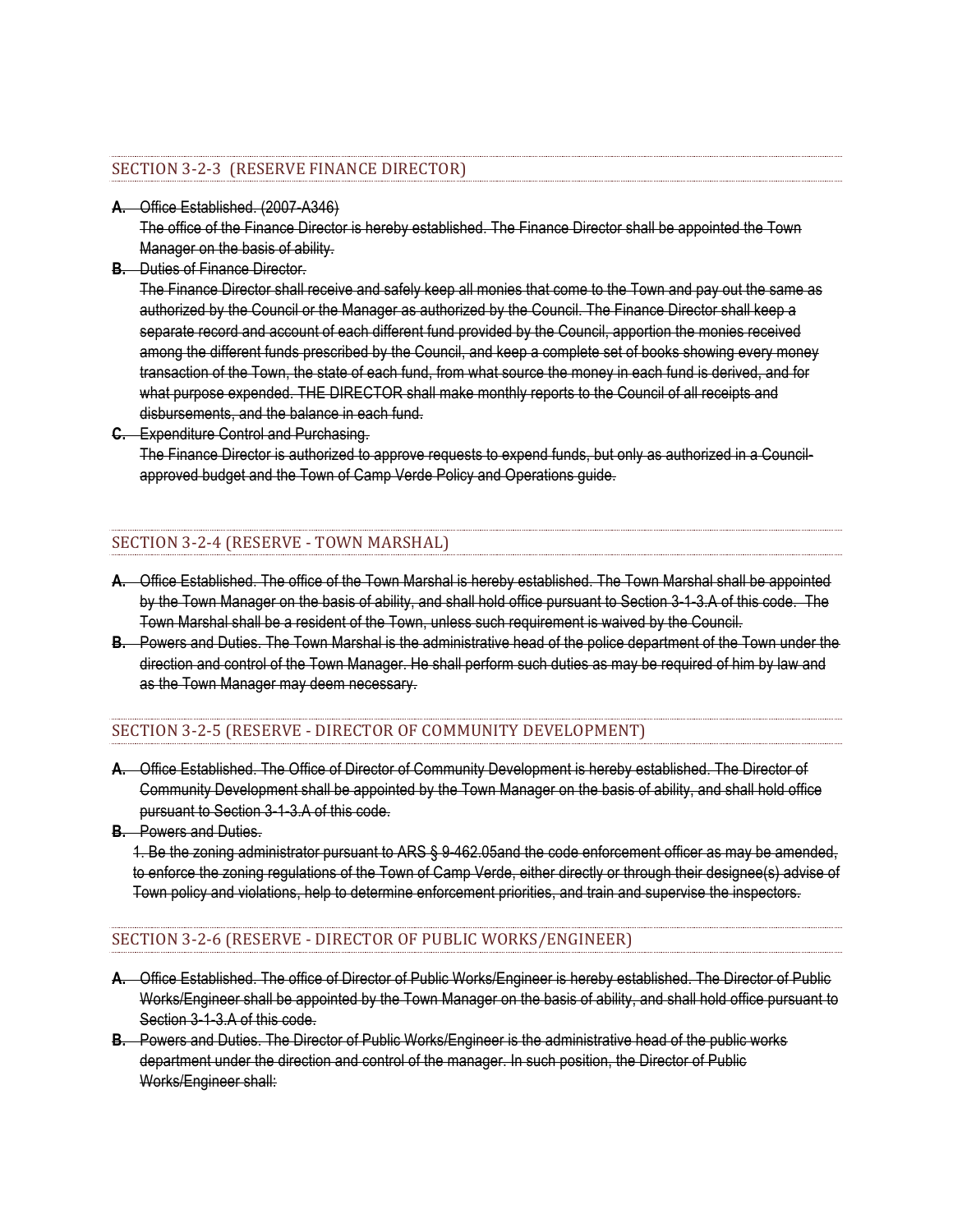## SECTION 3-2-3 (RESERVE FINANCE DIRECTOR)

**A.** ~~Office Established. (2007-A346)~~
~~The office of the Finance Director is hereby established. The Finance Director shall be appointed the Town Manager on the basis of ability.~~

**B.** ~~Duties of Finance Director.~~
~~The Finance Director shall receive and safely keep all monies that come to the Town and pay out the same as authorized by the Council or the Manager as authorized by the Council. The Finance Director shall keep a separate record and account of each different fund provided by the Council, apportion the monies received among the different funds prescribed by the Council, and keep a complete set of books showing every money transaction of the Town, the state of each fund, from what source the money in each fund is derived, and for what purpose expended. THE DIRECTOR shall make monthly reports to the Council of all receipts and disbursements, and the balance in each fund.~~

**C.** ~~Expenditure Control and Purchasing.~~
~~The Finance Director is authorized to approve requests to expend funds, but only as authorized in a Council-approved budget and the Town of Camp Verde Policy and Operations guide.~~

## SECTION 3-2-4 (RESERVE - TOWN MARSHAL)

**A.** ~~Office Established. The office of the Town Marshal is hereby established. The Town Marshal shall be appointed by the Town Manager on the basis of ability, and shall hold office pursuant to Section 3-1-3.A of this code. The Town Marshal shall be a resident of the Town, unless such requirement is waived by the Council.~~

**B.** ~~Powers and Duties. The Town Marshal is the administrative head of the police department of the Town under the direction and control of the Town Manager. He shall perform such duties as may be required of him by law and as the Town Manager may deem necessary.~~

## SECTION 3-2-5 (RESERVE - DIRECTOR OF COMMUNITY DEVELOPMENT)

**A.** ~~Office Established. The Office of Director of Community Development is hereby established. The Director of Community Development shall be appointed by the Town Manager on the basis of ability, and shall hold office pursuant to Section 3-1-3.A of this code.~~

**B.** ~~Powers and Duties.~~
~~1. Be the zoning administrator pursuant to ARS § 9-462.05and the code enforcement officer as may be amended, to enforce the zoning regulations of the Town of Camp Verde, either directly or through their designee(s) advise of Town policy and violations, help to determine enforcement priorities, and train and supervise the inspectors.~~

## SECTION 3-2-6 (RESERVE - DIRECTOR OF PUBLIC WORKS/ENGINEER)

**A.** ~~Office Established. The office of Director of Public Works/Engineer is hereby established. The Director of Public Works/Engineer shall be appointed by the Town Manager on the basis of ability, and shall hold office pursuant to Section 3-1-3.A of this code.~~

**B.** ~~Powers and Duties. The Director of Public Works/Engineer is the administrative head of the public works department under the direction and control of the manager. In such position, the Director of Public Works/Engineer shall:~~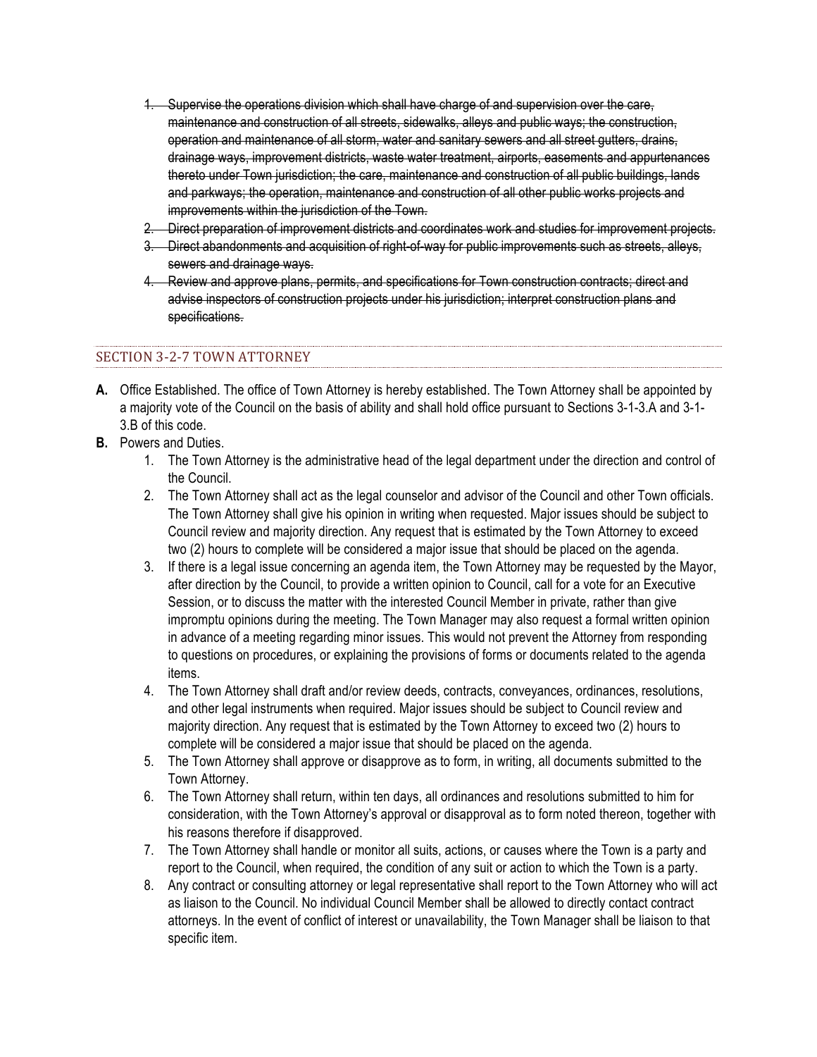1. ~~Supervise the operations division which shall have charge of and supervision over the care, maintenance and construction of all streets, sidewalks, alleys and public ways; the construction, operation and maintenance of all storm, water and sanitary sewers and all street gutters, drains, drainage ways, improvement districts, waste water treatment, airports, easements and appurtenances thereto under Town jurisdiction; the care, maintenance and construction of all public buildings, lands and parkways; the operation, maintenance and construction of all other public works projects and improvements within the jurisdiction of the Town.~~
2. ~~Direct preparation of improvement districts and coordinates work and studies for improvement projects.~~
3. ~~Direct abandonments and acquisition of right-of-way for public improvements such as streets, alleys, sewers and drainage ways.~~
4. ~~Review and approve plans, permits, and specifications for Town construction contracts; direct and advise inspectors of construction projects under his jurisdiction; interpret construction plans and specifications.~~

## SECTION 3-2-7 TOWN ATTORNEY

**A.** Office Established. The office of Town Attorney is hereby established. The Town Attorney shall be appointed by a majority vote of the Council on the basis of ability and shall hold office pursuant to Sections 3-1-3.A and 3-1-3.B of this code.

**B.** Powers and Duties.

1. The Town Attorney is the administrative head of the legal department under the direction and control of the Council.
2. The Town Attorney shall act as the legal counselor and advisor of the Council and other Town officials. The Town Attorney shall give his opinion in writing when requested. Major issues should be subject to Council review and majority direction. Any request that is estimated by the Town Attorney to exceed two (2) hours to complete will be considered a major issue that should be placed on the agenda.
3. If there is a legal issue concerning an agenda item, the Town Attorney may be requested by the Mayor, after direction by the Council, to provide a written opinion to Council, call for a vote for an Executive Session, or to discuss the matter with the interested Council Member in private, rather than give impromptu opinions during the meeting. The Town Manager may also request a formal written opinion in advance of a meeting regarding minor issues. This would not prevent the Attorney from responding to questions on procedures, or explaining the provisions of forms or documents related to the agenda items.
4. The Town Attorney shall draft and/or review deeds, contracts, conveyances, ordinances, resolutions, and other legal instruments when required. Major issues should be subject to Council review and majority direction. Any request that is estimated by the Town Attorney to exceed two (2) hours to complete will be considered a major issue that should be placed on the agenda.
5. The Town Attorney shall approve or disapprove as to form, in writing, all documents submitted to the Town Attorney.
6. The Town Attorney shall return, within ten days, all ordinances and resolutions submitted to him for consideration, with the Town Attorney's approval or disapproval as to form noted thereon, together with his reasons therefore if disapproved.
7. The Town Attorney shall handle or monitor all suits, actions, or causes where the Town is a party and report to the Council, when required, the condition of any suit or action to which the Town is a party.
8. Any contract or consulting attorney or legal representative shall report to the Town Attorney who will act as liaison to the Council. No individual Council Member shall be allowed to directly contact contract attorneys. In the event of conflict of interest or unavailability, the Town Manager shall be liaison to that specific item.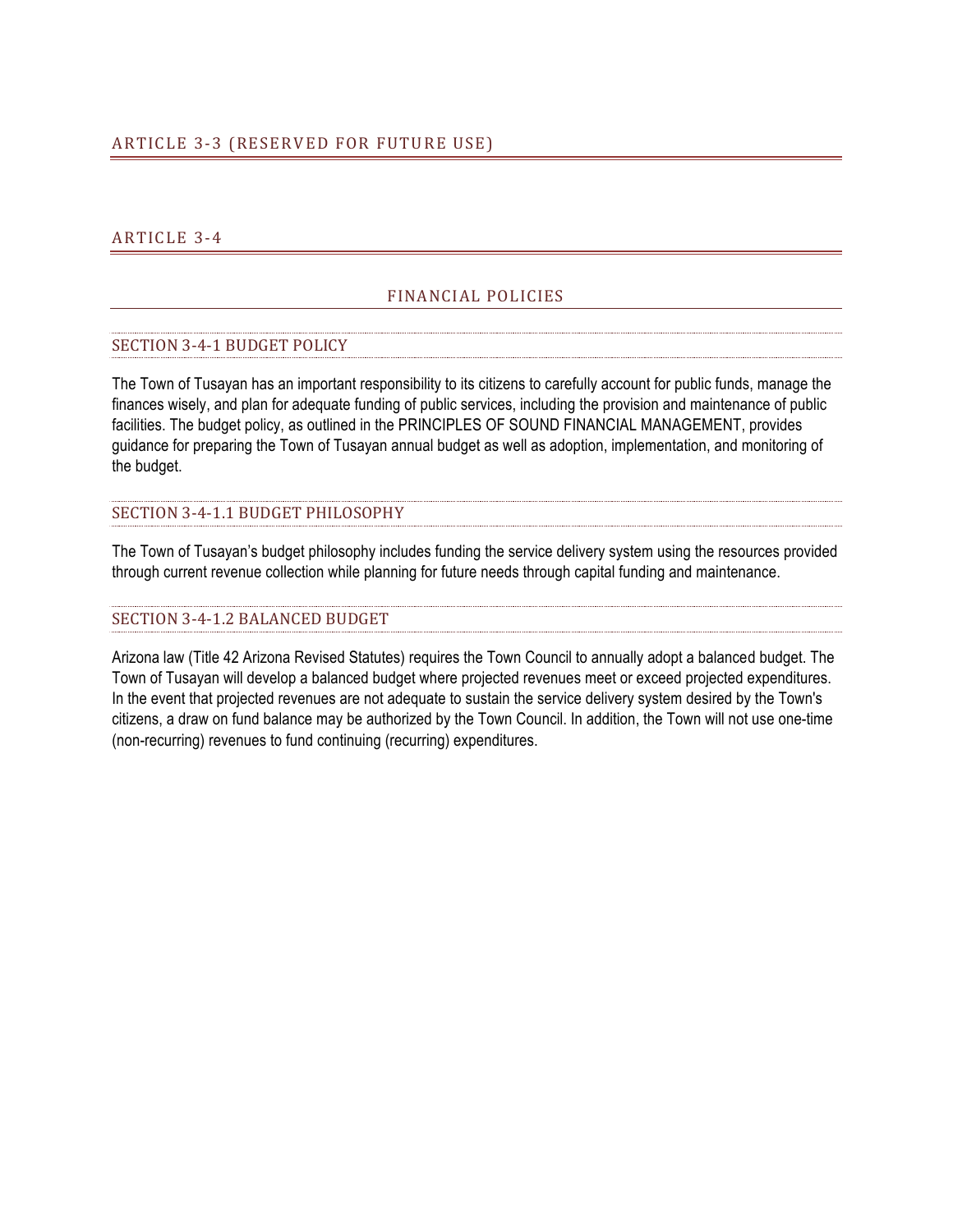## ARTICLE 3-3 (RESERVED FOR FUTURE USE)

## ARTICLE 3-4

### FINANCIAL POLICIES

#### SECTION 3-4-1 BUDGET POLICY

The Town of Tusayan has an important responsibility to its citizens to carefully account for public funds, manage the finances wisely, and plan for adequate funding of public services, including the provision and maintenance of public facilities. The budget policy, as outlined in the PRINCIPLES OF SOUND FINANCIAL MANAGEMENT, provides guidance for preparing the Town of Tusayan annual budget as well as adoption, implementation, and monitoring of the budget.

#### SECTION 3-4-1.1 BUDGET PHILOSOPHY

The Town of Tusayan's budget philosophy includes funding the service delivery system using the resources provided through current revenue collection while planning for future needs through capital funding and maintenance.

#### SECTION 3-4-1.2 BALANCED BUDGET

Arizona law (Title 42 Arizona Revised Statutes) requires the Town Council to annually adopt a balanced budget. The Town of Tusayan will develop a balanced budget where projected revenues meet or exceed projected expenditures. In the event that projected revenues are not adequate to sustain the service delivery system desired by the Town's citizens, a draw on fund balance may be authorized by the Town Council. In addition, the Town will not use one-time (non-recurring) revenues to fund continuing (recurring) expenditures.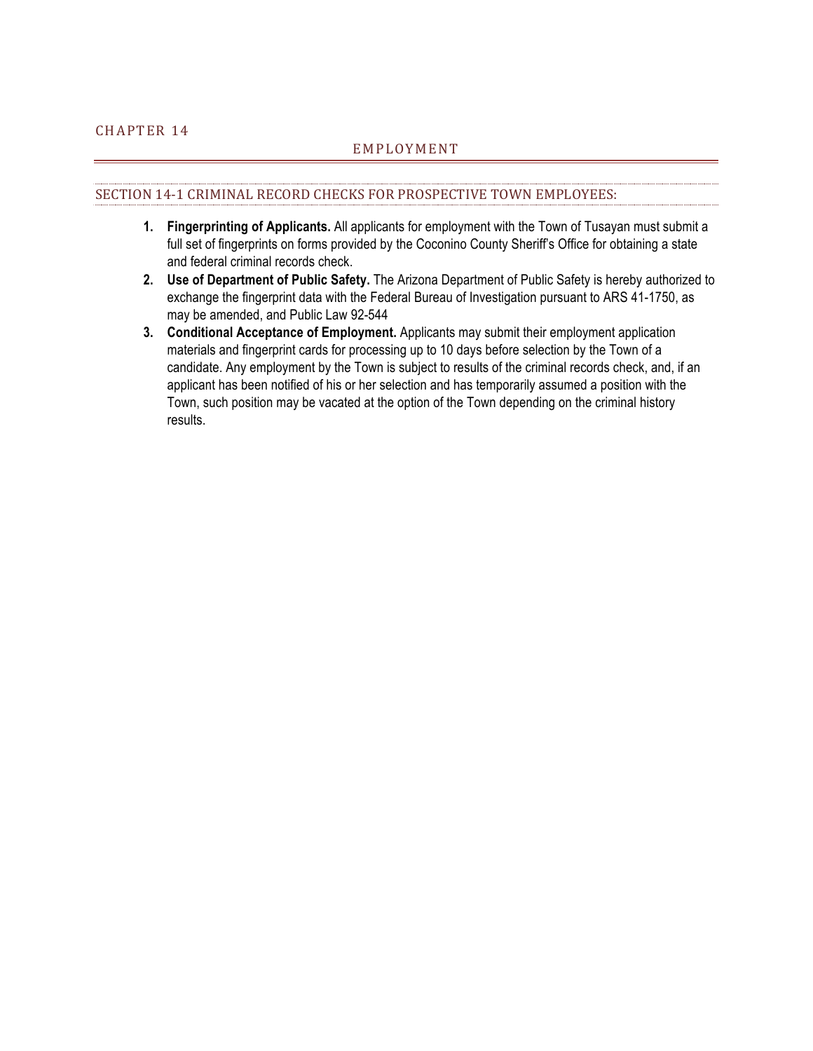# CHAPTER 14

## EMPLOYMENT

### SECTION 14-1 CRIMINAL RECORD CHECKS FOR PROSPECTIVE TOWN EMPLOYEES:

1. **Fingerprinting of Applicants.** All applicants for employment with the Town of Tusayan must submit a full set of fingerprints on forms provided by the Coconino County Sheriff's Office for obtaining a state and federal criminal records check.
2. **Use of Department of Public Safety.** The Arizona Department of Public Safety is hereby authorized to exchange the fingerprint data with the Federal Bureau of Investigation pursuant to ARS 41-1750, as may be amended, and Public Law 92-544
3. **Conditional Acceptance of Employment.** Applicants may submit their employment application materials and fingerprint cards for processing up to 10 days before selection by the Town of a candidate. Any employment by the Town is subject to results of the criminal records check, and, if an applicant has been notified of his or her selection and has temporarily assumed a position with the Town, such position may be vacated at the option of the Town depending on the criminal history results.